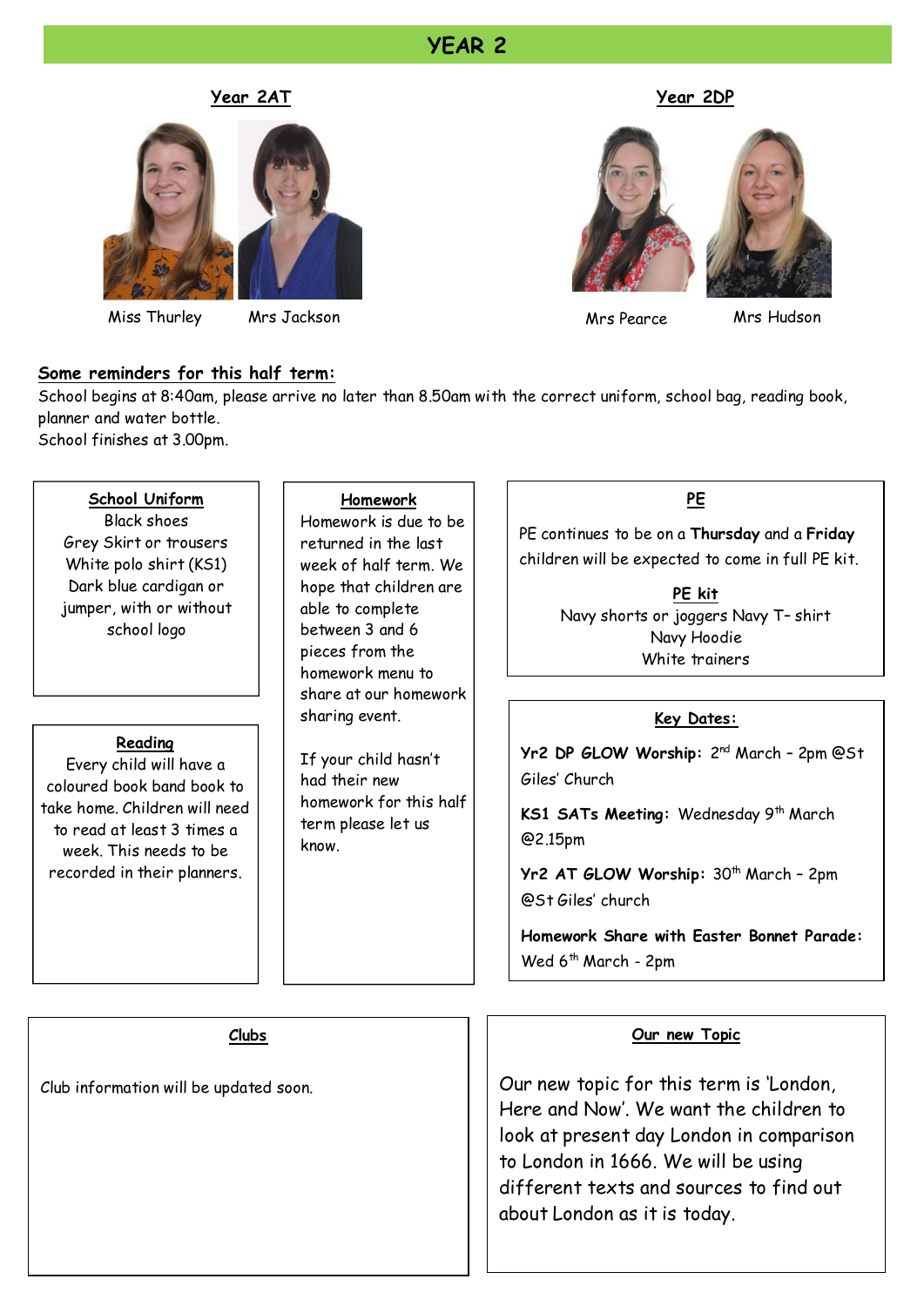# YEAR 2

## Year 2AT

Miss Thurley    Mrs Jackson

## Year 2DP

Mrs Pearce    Mrs Hudson

## Some reminders for this half term:

School begins at 8:40am, please arrive no later than 8.50am with the correct uniform, school bag, reading book, planner and water bottle.
School finishes at 3.00pm.

### School Uniform

Black shoes
Grey Skirt or trousers
White polo shirt (KS1)
Dark blue cardigan or jumper, with or without school logo

### Reading

Every child will have a coloured book band book to take home. Children will need to read at least 3 times a week. This needs to be recorded in their planners.

### Homework

Homework is due to be returned in the last week of half term. We hope that children are able to complete between 3 and 6 pieces from the homework menu to share at our homework sharing event.

If your child hasn't had their new homework for this half term please let us know.

### PE

PE continues to be on a **Thursday** and a **Friday** children will be expected to come in full PE kit.

#### PE kit

Navy shorts or joggers Navy T- shirt
Navy Hoodie
White trainers

### Key Dates:

**Yr2 DP GLOW Worship:** 2nd March – 2pm @St Giles' Church

**KS1 SATs Meeting:** Wednesday 9th March @2.15pm

**Yr2 AT GLOW Worship:** 30th March – 2pm @St Giles' church

**Homework Share with Easter Bonnet Parade:** Wed 6th March - 2pm

### Clubs

Club information will be updated soon.

### Our new Topic

Our new topic for this term is 'London, Here and Now'. We want the children to look at present day London in comparison to London in 1666. We will be using different texts and sources to find out about London as it is today.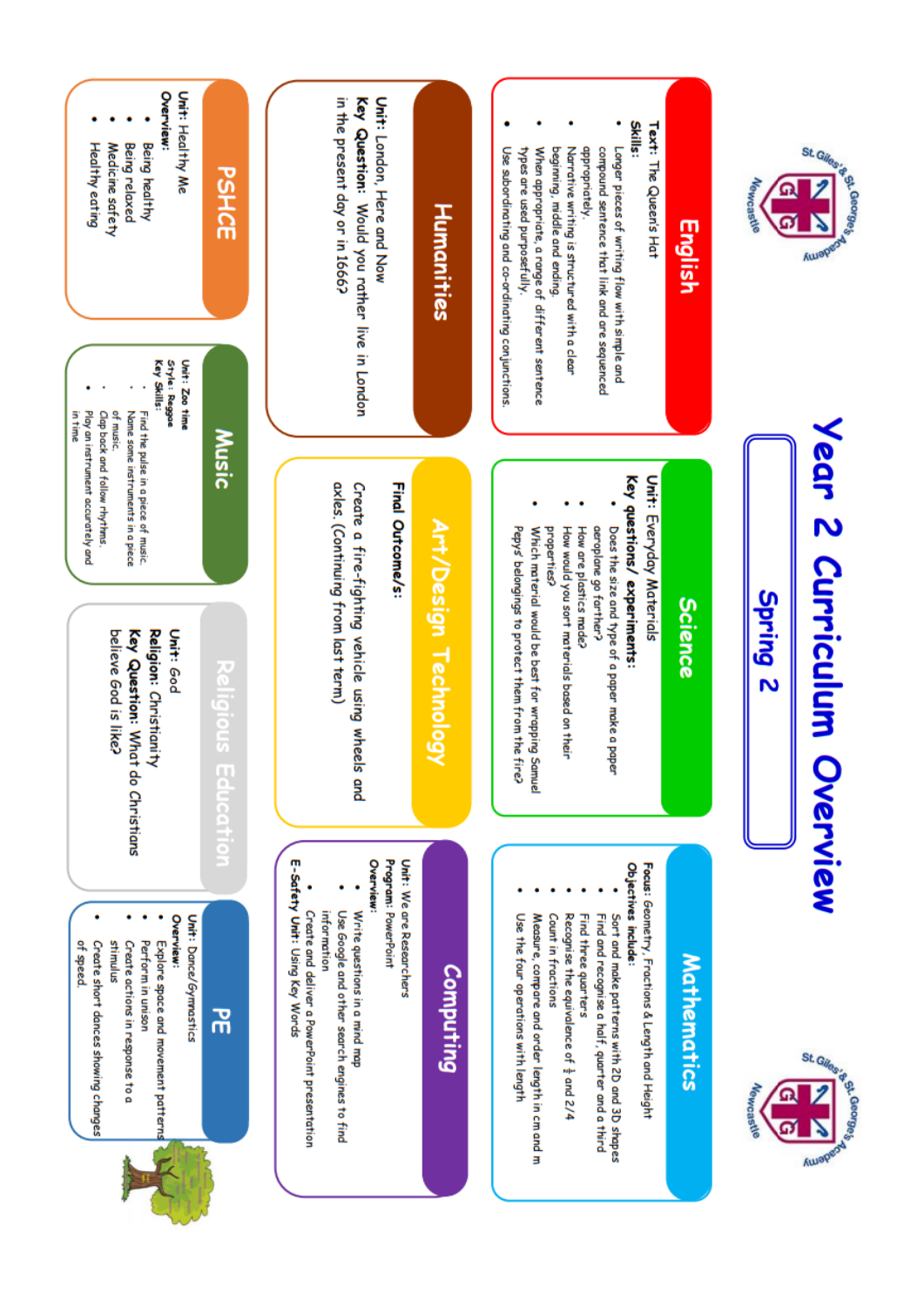# Year 2 Curriculum Overview

## Spring 2

## English

**Text:** The Queen's Hat

**Skills:**

- Longer pieces of writing flow with simple and compound sentence that link and are sequenced appropriately.
- Narrative writing is structured with a clear beginning, middle and ending.
- When appropriate, a range of different sentence types are used purposefully.
- Use subordinating and co-ordinating conjunctions.

## Science

**Unit:** Everyday Materials

**Key questions/ experiments:**

- Does the size and type of a paper make a paper aeroplane go farther?
- How are plastics made?
- How would you sort materials based on their properties?
- Which material would be best for wrapping Samuel Pepys' belongings to protect them from the fire?

## Mathematics

**Focus:** Geometry, Fractions & Length and Height

**Objectives include:**

- Sort and make patterns with 2D and 3D shapes
- Find and recognise a half, quarter and a third
- Find three quarters
- Recognise the equivalence of ½ and 2/4
- Count in fractions
- Measure, compare and order length in cm and m
- Use the four operations with length

## Humanities

**Unit:** London, Here and Now

**Key Question:** Would you rather live in London in the present day or in 1666?

## Art/Design Technology

**Final Outcome/s:**

Create a fire-fighting vehicle using wheels and axles. (Continuing from last term)

## Computing

**Unit:** We are Researchers

**Program:** PowerPoint

**Overview:**

- Write questions in a mind map
- Use Google and other search engines to find information
- Create and deliver a PowerPoint presentation

**E-Safety Unit:** Using Key Words

## PSHCE

**Unit:** Healthy Me

**Overview:**

- Being healthy
- Being relaxed
- Medicine safety
- Healthy eating

## Music

**Unit:** Zoo time

**Style:** Reggae

**Key Skills:**

- Find the pulse in a piece of music.
- Name some instruments in a piece of music.
- Clap back and follow rhythms.
- Play an instrument accurately and in time.

## Religious Education

**Unit:** God

**Religion:** Christianity

**Key Question:** What do Christians believe God is like?

## PE

**Unit:** Dance/Gymnastics

**Overview:**

- Explore space and movement patterns
- Perform in unison
- Create actions in response to a stimulus
- Create short dances showing changes of speed.